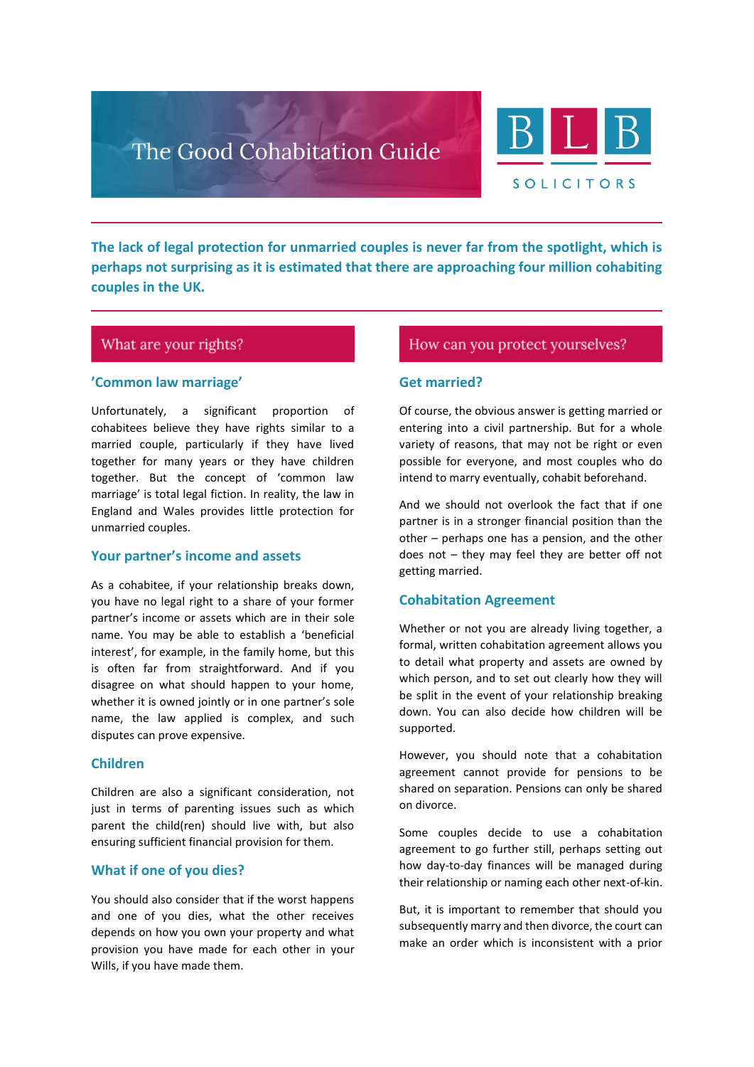# The Good Cohabitation Guide

BLB SOLICITORS

**The lack of legal protection for unmarried couples is never far from the spotlight, which is perhaps not surprising as it is estimated that there are approaching four million cohabiting couples in the UK.**

## What are your rights?

### 'Common law marriage'

Unfortunately, a significant proportion of cohabitees believe they have rights similar to a married couple, particularly if they have lived together for many years or they have children together. But the concept of 'common law marriage' is total legal fiction. In reality, the law in England and Wales provides little protection for unmarried couples.

### Your partner's income and assets

As a cohabitee, if your relationship breaks down, you have no legal right to a share of your former partner's income or assets which are in their sole name. You may be able to establish a 'beneficial interest', for example, in the family home, but this is often far from straightforward. And if you disagree on what should happen to your home, whether it is owned jointly or in one partner's sole name, the law applied is complex, and such disputes can prove expensive.

### Children

Children are also a significant consideration, not just in terms of parenting issues such as which parent the child(ren) should live with, but also ensuring sufficient financial provision for them.

### What if one of you dies?

You should also consider that if the worst happens and one of you dies, what the other receives depends on how you own your property and what provision you have made for each other in your Wills, if you have made them.

## How can you protect yourselves?

### Get married?

Of course, the obvious answer is getting married or entering into a civil partnership. But for a whole variety of reasons, that may not be right or even possible for everyone, and most couples who do intend to marry eventually, cohabit beforehand.

And we should not overlook the fact that if one partner is in a stronger financial position than the other – perhaps one has a pension, and the other does not – they may feel they are better off not getting married.

### Cohabitation Agreement

Whether or not you are already living together, a formal, written cohabitation agreement allows you to detail what property and assets are owned by which person, and to set out clearly how they will be split in the event of your relationship breaking down. You can also decide how children will be supported.

However, you should note that a cohabitation agreement cannot provide for pensions to be shared on separation. Pensions can only be shared on divorce.

Some couples decide to use a cohabitation agreement to go further still, perhaps setting out how day-to-day finances will be managed during their relationship or naming each other next-of-kin.

But, it is important to remember that should you subsequently marry and then divorce, the court can make an order which is inconsistent with a prior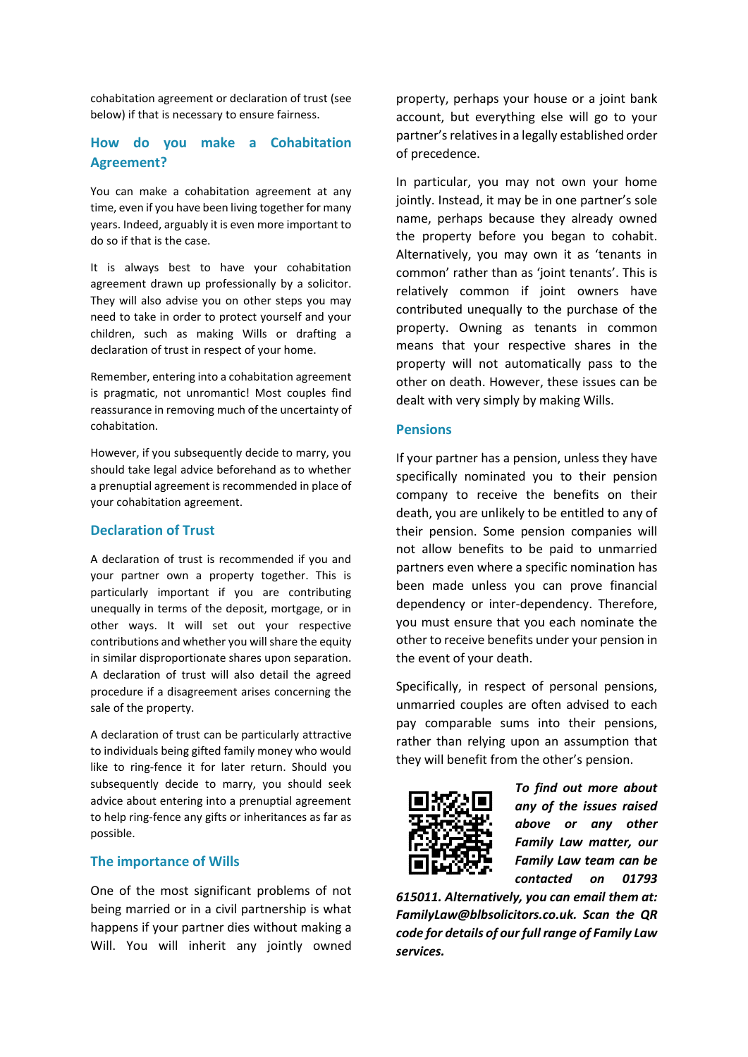cohabitation agreement or declaration of trust (see below) if that is necessary to ensure fairness.

## How do you make a Cohabitation Agreement?

You can make a cohabitation agreement at any time, even if you have been living together for many years. Indeed, arguably it is even more important to do so if that is the case.

It is always best to have your cohabitation agreement drawn up professionally by a solicitor. They will also advise you on other steps you may need to take in order to protect yourself and your children, such as making Wills or drafting a declaration of trust in respect of your home.

Remember, entering into a cohabitation agreement is pragmatic, not unromantic! Most couples find reassurance in removing much of the uncertainty of cohabitation.

However, if you subsequently decide to marry, you should take legal advice beforehand as to whether a prenuptial agreement is recommended in place of your cohabitation agreement.

## Declaration of Trust

A declaration of trust is recommended if you and your partner own a property together. This is particularly important if you are contributing unequally in terms of the deposit, mortgage, or in other ways. It will set out your respective contributions and whether you will share the equity in similar disproportionate shares upon separation. A declaration of trust will also detail the agreed procedure if a disagreement arises concerning the sale of the property.

A declaration of trust can be particularly attractive to individuals being gifted family money who would like to ring-fence it for later return. Should you subsequently decide to marry, you should seek advice about entering into a prenuptial agreement to help ring-fence any gifts or inheritances as far as possible.

## The importance of Wills

One of the most significant problems of not being married or in a civil partnership is what happens if your partner dies without making a Will. You will inherit any jointly owned property, perhaps your house or a joint bank account, but everything else will go to your partner's relatives in a legally established order of precedence.

In particular, you may not own your home jointly. Instead, it may be in one partner's sole name, perhaps because they already owned the property before you began to cohabit. Alternatively, you may own it as 'tenants in common' rather than as 'joint tenants'. This is relatively common if joint owners have contributed unequally to the purchase of the property. Owning as tenants in common means that your respective shares in the property will not automatically pass to the other on death. However, these issues can be dealt with very simply by making Wills.

## Pensions

If your partner has a pension, unless they have specifically nominated you to their pension company to receive the benefits on their death, you are unlikely to be entitled to any of their pension. Some pension companies will not allow benefits to be paid to unmarried partners even where a specific nomination has been made unless you can prove financial dependency or inter-dependency. Therefore, you must ensure that you each nominate the other to receive benefits under your pension in the event of your death.

Specifically, in respect of personal pensions, unmarried couples are often advised to each pay comparable sums into their pensions, rather than relying upon an assumption that they will benefit from the other's pension.

***To find out more about any of the issues raised above or any other Family Law matter, our Family Law team can be contacted on 01793 615011. Alternatively, you can email them at: FamilyLaw@blbsolicitors.co.uk. Scan the QR code for details of our full range of Family Law services.***